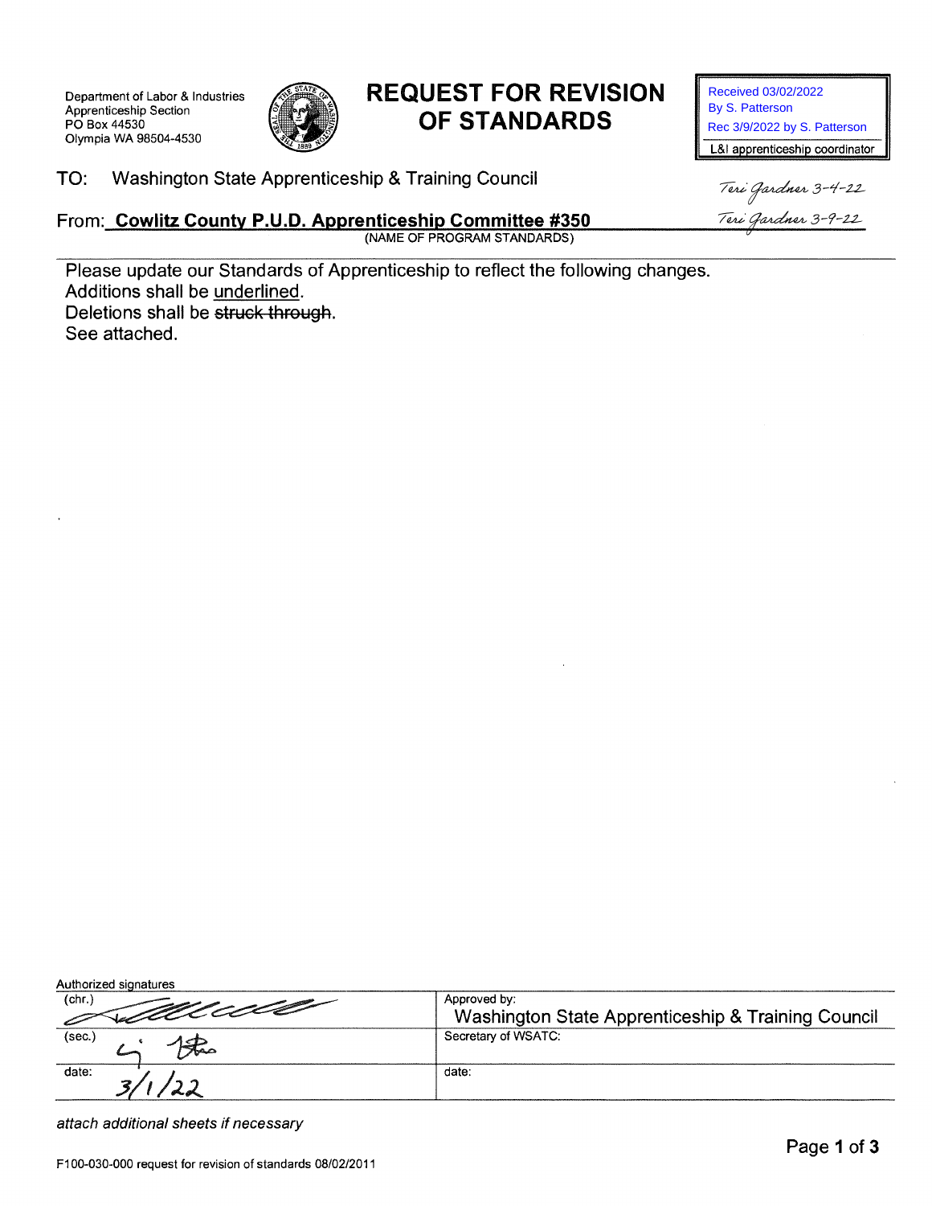Department of Labor & Industries
Apprenticeship Section
PO Box 44530
Olympia WA 98504-4530

# REQUEST FOR REVISION OF STANDARDS

Received 03/02/2022
By S. Patterson
Rec 3/9/2022 by S. Patterson

L&I apprenticeship coordinator

Teri Gardner 3-4-22
Teri Gardner 3-9-22

TO: Washington State Apprenticeship & Training Council

From: **Cowlitz County P.U.D. Apprenticeship Committee #350**
(NAME OF PROGRAM STANDARDS)

Please update our Standards of Apprenticeship to reflect the following changes.
Additions shall be <u>underlined</u>.
Deletions shall be ~~struck through~~.
See attached.

Authorized signatures

| | |
|---|---|
| (chr.) [signature] | Approved by: Washington State Apprenticeship & Training Council |
| (sec.) [signature] | Secretary of WSATC: |
| date: 3/1/22 | date: |

*attach additional sheets if necessary*

F100-030-000 request for revision of standards 08/02/2011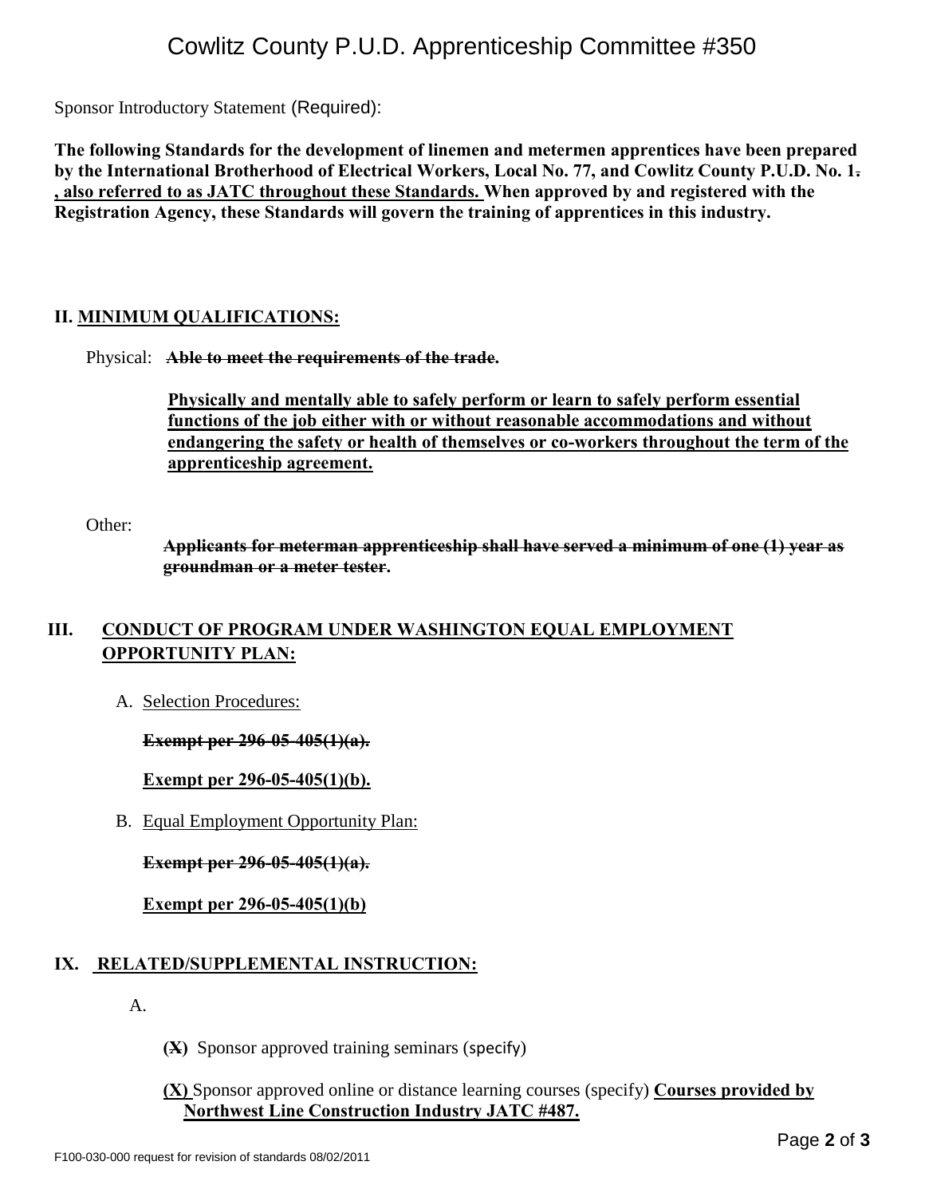# Cowlitz County P.U.D. Apprenticeship Committee #350

Sponsor Introductory Statement (Required):

**The following Standards for the development of linemen and metermen apprentices have been prepared by the International Brotherhood of Electrical Workers, Local No. 77, and Cowlitz County P.U.D. No. 1~~.~~ <u>, also referred to as JATC throughout these Standards.</u> When approved by and registered with the Registration Agency, these Standards will govern the training of apprentices in this industry.**

**II. <u>MINIMUM QUALIFICATIONS:</u>**

Physical: ~~**Able to meet the requirements of the trade.**~~

**<u>Physically and mentally able to safely perform or learn to safely perform essential functions of the job either with or without reasonable accommodations and without endangering the safety or health of themselves or co-workers throughout the term of the apprenticeship agreement.</u>**

Other:

~~**Applicants for meterman apprenticeship shall have served a minimum of one (1) year as groundman or a meter tester.**~~

**III. <u>CONDUCT OF PROGRAM UNDER WASHINGTON EQUAL EMPLOYMENT OPPORTUNITY PLAN:</u>**

A. <u>Selection Procedures:</u>

~~**Exempt per 296-05-405(1)(a).**~~

**<u>Exempt per 296-05-405(1)(b).</u>**

B. <u>Equal Employment Opportunity Plan:</u>

~~**Exempt per 296-05-405(1)(a).**~~

**<u>Exempt per 296-05-405(1)(b)</u>**

**IX. <u>RELATED/SUPPLEMENTAL INSTRUCTION:</u>**

A.

**(~~X~~)** Sponsor approved training seminars (specify)

**<u>(X)</u>** Sponsor approved online or distance learning courses (specify) **<u>Courses provided by Northwest Line Construction Industry JATC #487.</u>**

F100-030-000 request for revision of standards 08/02/2011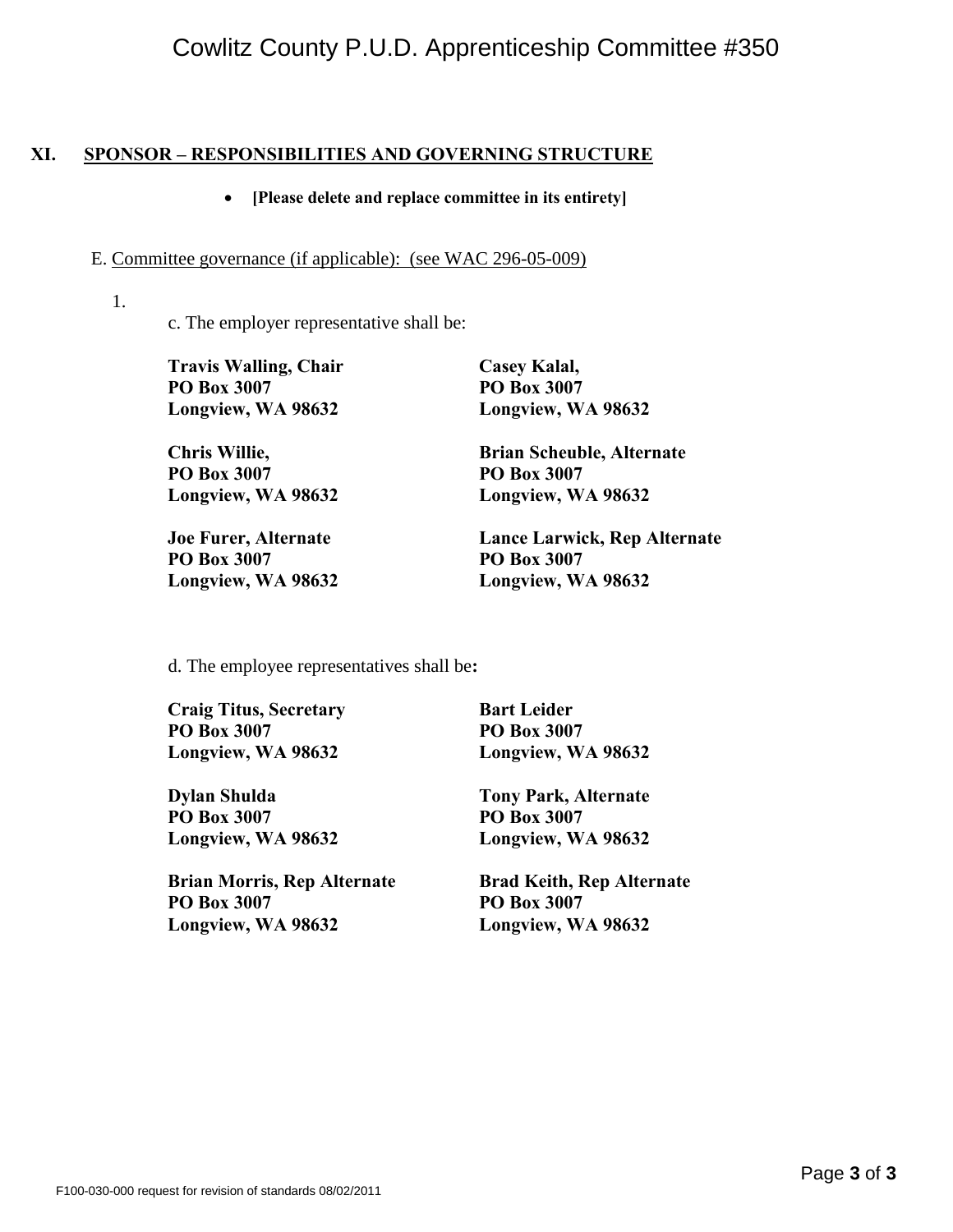# Cowlitz County P.U.D. Apprenticeship Committee #350

## XI. SPONSOR – RESPONSIBILITIES AND GOVERNING STRUCTURE

- **[Please delete and replace committee in its entirety]**

E. Committee governance (if applicable): (see WAC 296-05-009)

1.

c. The employer representative shall be:

**Travis Walling, Chair**
**PO Box 3007**
**Longview, WA 98632**

**Casey Kalal,**
**PO Box 3007**
**Longview, WA 98632**

**Chris Willie,**
**PO Box 3007**
**Longview, WA 98632**

**Brian Scheuble, Alternate**
**PO Box 3007**
**Longview, WA 98632**

**Joe Furer, Alternate**
**PO Box 3007**
**Longview, WA 98632**

**Lance Larwick, Rep Alternate**
**PO Box 3007**
**Longview, WA 98632**

d. The employee representatives shall be**:**

**Craig Titus, Secretary**
**PO Box 3007**
**Longview, WA 98632**

**Bart Leider**
**PO Box 3007**
**Longview, WA 98632**

**Dylan Shulda**
**PO Box 3007**
**Longview, WA 98632**

**Tony Park, Alternate**
**PO Box 3007**
**Longview, WA 98632**

**Brian Morris, Rep Alternate**
**PO Box 3007**
**Longview, WA 98632**

**Brad Keith, Rep Alternate**
**PO Box 3007**
**Longview, WA 98632**

F100-030-000 request for revision of standards 08/02/2011